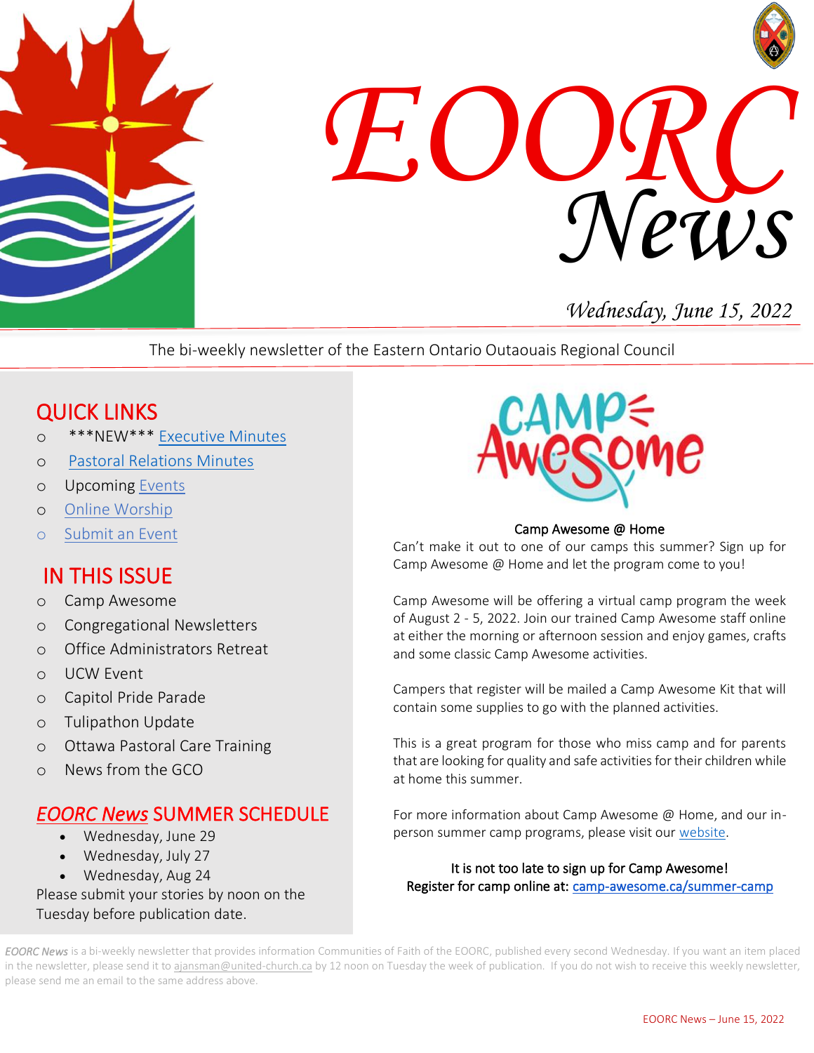# EOORC News

*Wednesday, June 15, 2022*

The bi-weekly newsletter of the Eastern Ontario Outaouais Regional Council

## QUICK LINKS

- ***NEW*** Executive Minutes
- Pastoral Relations Minutes
- Upcoming Events
- Online Worship
- Submit an Event

## IN THIS ISSUE

- Camp Awesome
- Congregational Newsletters
- Office Administrators Retreat
- UCW Event
- Capitol Pride Parade
- Tulipathon Update
- Ottawa Pastoral Care Training
- News from the GCO

## *EOORC News* SUMMER SCHEDULE

- Wednesday, June 29
- Wednesday, July 27
- Wednesday, Aug 24

Please submit your stories by noon on the Tuesday before publication date.

### Camp Awesome @ Home

Can't make it out to one of our camps this summer? Sign up for Camp Awesome @ Home and let the program come to you!

Camp Awesome will be offering a virtual camp program the week of August 2 - 5, 2022. Join our trained Camp Awesome staff online at either the morning or afternoon session and enjoy games, crafts and some classic Camp Awesome activities.

Campers that register will be mailed a Camp Awesome Kit that will contain some supplies to go with the planned activities.

This is a great program for those who miss camp and for parents that are looking for quality and safe activities for their children while at home this summer.

For more information about Camp Awesome @ Home, and our in-person summer camp programs, please visit our website.

**It is not too late to sign up for Camp Awesome!**
**Register for camp online at: camp-awesome.ca/summer-camp**

*EOORC News* is a bi-weekly newsletter that provides information Communities of Faith of the EOORC, published every second Wednesday. If you want an item placed in the newsletter, please send it to ajansman@united-church.ca by 12 noon on Tuesday the week of publication. If you do not wish to receive this weekly newsletter, please send me an email to the same address above.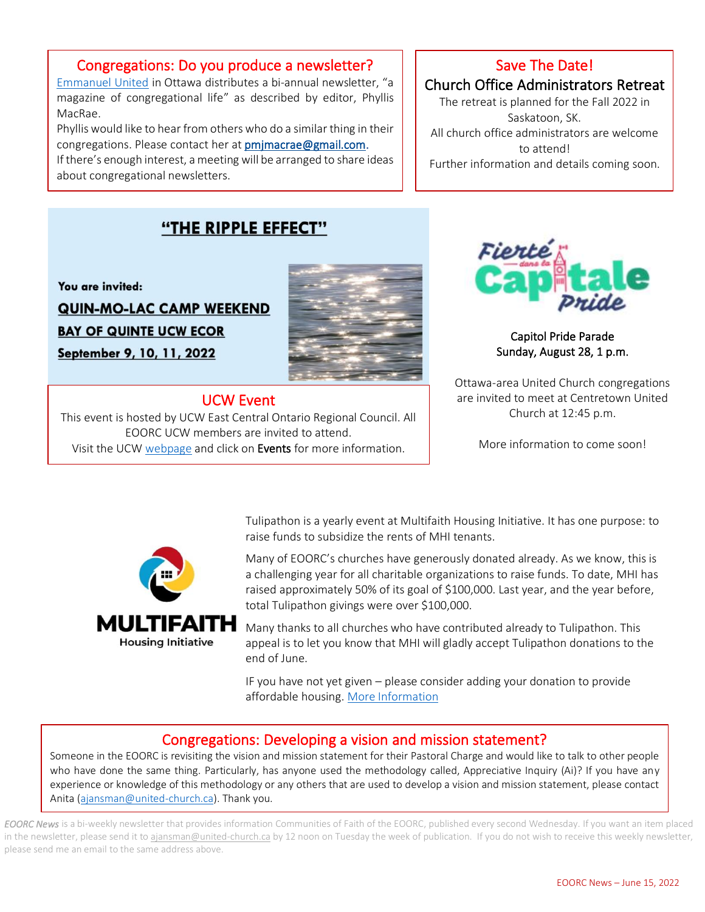## Congregations: Do you produce a newsletter?

Emmanuel United in Ottawa distributes a bi-annual newsletter, "a magazine of congregational life" as described by editor, Phyllis MacRae.

Phyllis would like to hear from others who do a similar thing in their congregations. Please contact her at pmjmacrae@gmail.com.

If there's enough interest, a meeting will be arranged to share ideas about congregational newsletters.

## Save The Date!

### Church Office Administrators Retreat

The retreat is planned for the Fall 2022 in Saskatoon, SK.

All church office administrators are welcome to attend!

Further information and details coming soon.

## "THE RIPPLE EFFECT"

**You are invited:**

**QUIN-MO-LAC CAMP WEEKEND**

**BAY OF QUINTE UCW ECOR**

**September 9, 10, 11, 2022**

## UCW Event

This event is hosted by UCW East Central Ontario Regional Council. All EOORC UCW members are invited to attend.

Visit the UCW webpage and click on **Events** for more information.

## Fierté dans la Capitale Pride

Capitol Pride Parade
Sunday, August 28, 1 p.m.

Ottawa-area United Church congregations are invited to meet at Centretown United Church at 12:45 p.m.

More information to come soon!

## MULTIFAITH Housing Initiative

Tulipathon is a yearly event at Multifaith Housing Initiative. It has one purpose: to raise funds to subsidize the rents of MHI tenants.

Many of EOORC's churches have generously donated already. As we know, this is a challenging year for all charitable organizations to raise funds. To date, MHI has raised approximately 50% of its goal of $100,000. Last year, and the year before, total Tulipathon givings were over $100,000.

Many thanks to all churches who have contributed already to Tulipathon. This appeal is to let you know that MHI will gladly accept Tulipathon donations to the end of June.

IF you have not yet given – please consider adding your donation to provide affordable housing. More Information

## Congregations: Developing a vision and mission statement?

Someone in the EOORC is revisiting the vision and mission statement for their Pastoral Charge and would like to talk to other people who have done the same thing. Particularly, has anyone used the methodology called, Appreciative Inquiry (Ai)? If you have any experience or knowledge of this methodology or any others that are used to develop a vision and mission statement, please contact Anita (ajansman@united-church.ca). Thank you.

*EOORC News* is a bi-weekly newsletter that provides information Communities of Faith of the EOORC, published every second Wednesday. If you want an item placed in the newsletter, please send it to ajansman@united-church.ca by 12 noon on Tuesday the week of publication. If you do not wish to receive this weekly newsletter, please send me an email to the same address above.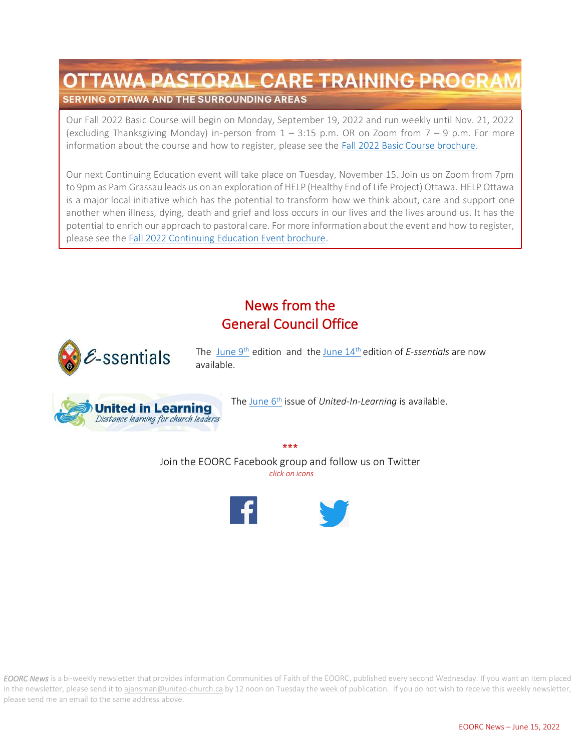# OTTAWA PASTORAL CARE TRAINING PROGRAM

**SERVING OTTAWA AND THE SURROUNDING AREAS**

Our Fall 2022 Basic Course will begin on Monday, September 19, 2022 and run weekly until Nov. 21, 2022 (excluding Thanksgiving Monday) in-person from 1 – 3:15 p.m. OR on Zoom from 7 – 9 p.m. For more information about the course and how to register, please see the Fall 2022 Basic Course brochure.

Our next Continuing Education event will take place on Tuesday, November 15. Join us on Zoom from 7pm to 9pm as Pam Grassau leads us on an exploration of HELP (Healthy End of Life Project) Ottawa. HELP Ottawa is a major local initiative which has the potential to transform how we think about, care and support one another when illness, dying, death and grief and loss occurs in our lives and the lives around us. It has the potential to enrich our approach to pastoral care. For more information about the event and how to register, please see the Fall 2022 Continuing Education Event brochure.

## News from the General Council Office

The June 9th edition and the June 14th edition of *E-ssentials* are now available.

The June 6th issue of *United-In-Learning* is available.

***

Join the EOORC Facebook group and follow us on Twitter

*click on icons*

*EOORC News* is a bi-weekly newsletter that provides information Communities of Faith of the EOORC, published every second Wednesday. If you want an item placed in the newsletter, please send it to ajansman@united-church.ca by 12 noon on Tuesday the week of publication. If you do not wish to receive this weekly newsletter, please send me an email to the same address above.